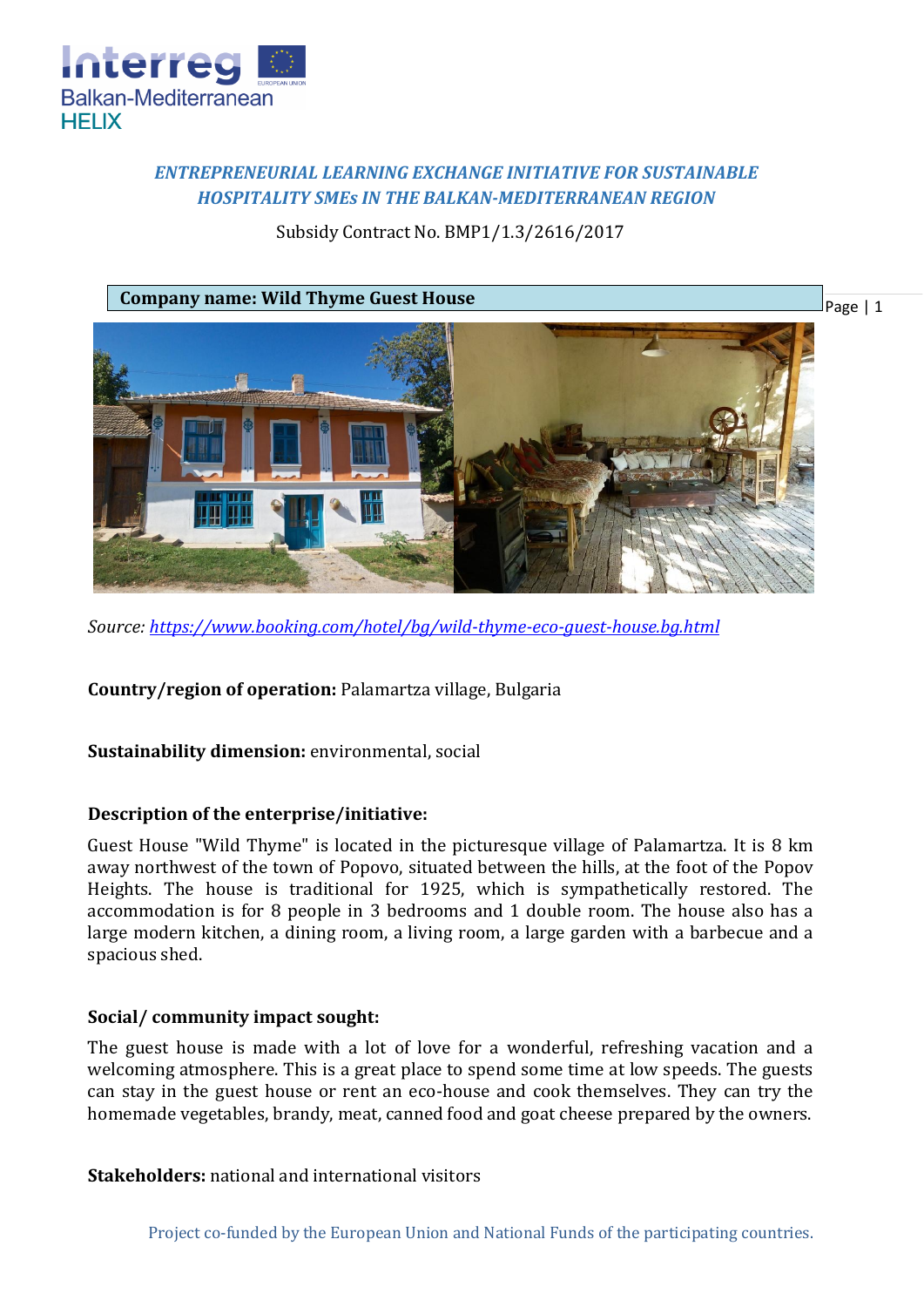***ENTREPRENEURIAL LEARNING EXCHANGE INITIATIVE FOR SUSTAINABLE HOSPITALITY SMEs IN THE BALKAN-MEDITERRANEAN REGION***

Subsidy Contract No. BMP1/1.3/2616/2017

**Company name: Wild Thyme Guest House**

*Source: https://www.booking.com/hotel/bg/wild-thyme-eco-guest-house.bg.html*

**Country/region of operation:** Palamartza village, Bulgaria

**Sustainability dimension:** environmental, social

**Description of the enterprise/initiative:**

Guest House "Wild Thyme" is located in the picturesque village of Palamartza. It is 8 km away northwest of the town of Popovo, situated between the hills, at the foot of the Popov Heights. The house is traditional for 1925, which is sympathetically restored. The accommodation is for 8 people in 3 bedrooms and 1 double room. The house also has a large modern kitchen, a dining room, a living room, a large garden with a barbecue and a spacious shed.

**Social/ community impact sought:**

The guest house is made with a lot of love for a wonderful, refreshing vacation and a welcoming atmosphere. This is a great place to spend some time at low speeds. The guests can stay in the guest house or rent an eco-house and cook themselves. They can try the homemade vegetables, brandy, meat, canned food and goat cheese prepared by the owners.

**Stakeholders:** national and international visitors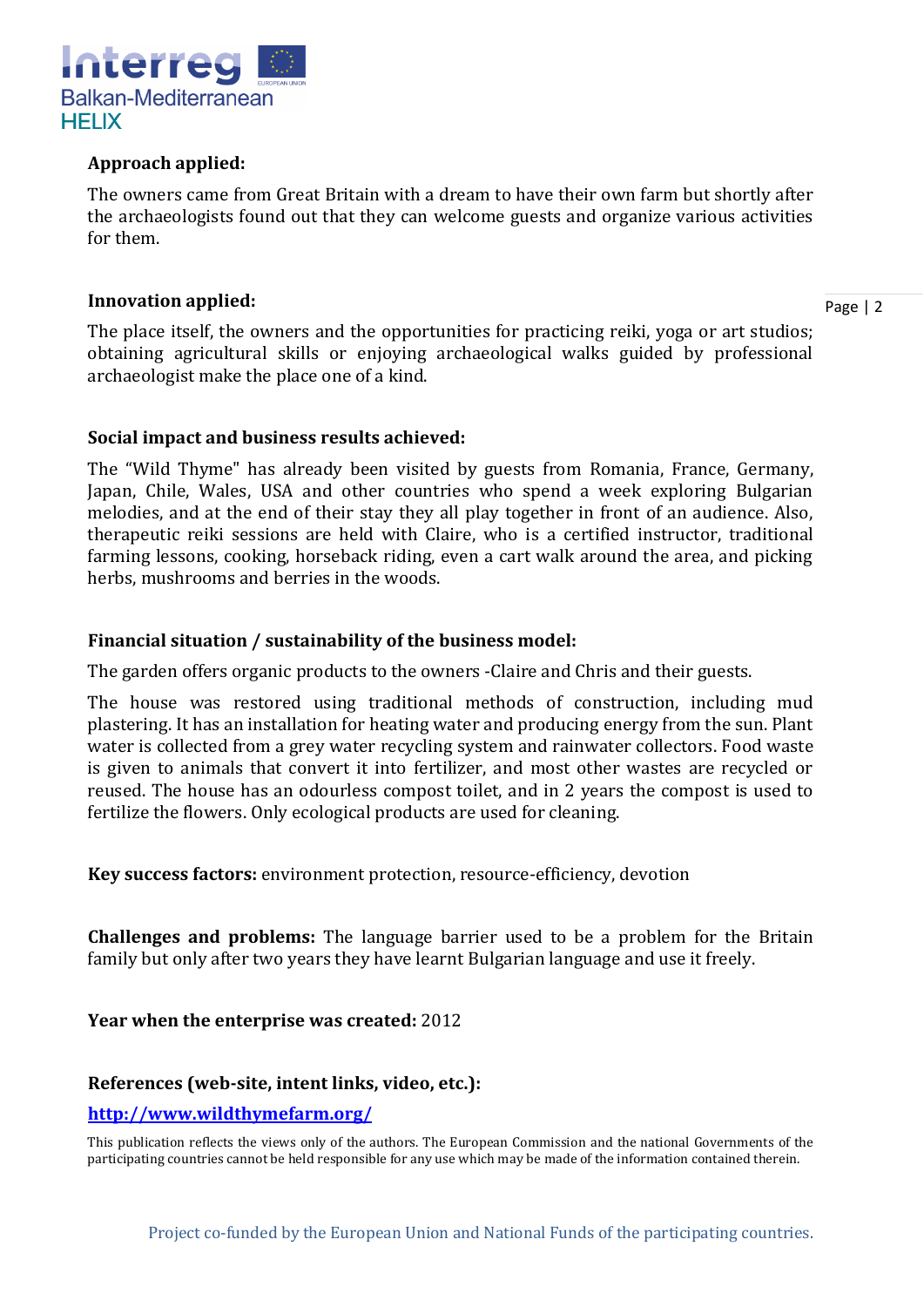**Approach applied:**

The owners came from Great Britain with a dream to have their own farm but shortly after the archaeologists found out that they can welcome guests and organize various activities for them.

**Innovation applied:**

The place itself, the owners and the opportunities for practicing reiki, yoga or art studios; obtaining agricultural skills or enjoying archaeological walks guided by professional archaeologist make the place one of a kind.

**Social impact and business results achieved:**

The "Wild Thyme" has already been visited by guests from Romania, France, Germany, Japan, Chile, Wales, USA and other countries who spend a week exploring Bulgarian melodies, and at the end of their stay they all play together in front of an audience. Also, therapeutic reiki sessions are held with Claire, who is a certified instructor, traditional farming lessons, cooking, horseback riding, even a cart walk around the area, and picking herbs, mushrooms and berries in the woods.

**Financial situation / sustainability of the business model:**

The garden offers organic products to the owners -Claire and Chris and their guests.

The house was restored using traditional methods of construction, including mud plastering. It has an installation for heating water and producing energy from the sun. Plant water is collected from a grey water recycling system and rainwater collectors. Food waste is given to animals that convert it into fertilizer, and most other wastes are recycled or reused. The house has an odourless compost toilet, and in 2 years the compost is used to fertilize the flowers. Only ecological products are used for cleaning.

**Key success factors:** environment protection, resource-efficiency, devotion

**Challenges and problems:** The language barrier used to be a problem for the Britain family but only after two years they have learnt Bulgarian language and use it freely.

**Year when the enterprise was created:** 2012

**References (web-site, intent links, video, etc.):**

**http://www.wildthymefarm.org/**

This publication reflects the views only of the authors. The European Commission and the national Governments of the participating countries cannot be held responsible for any use which may be made of the information contained therein.

Project co-funded by the European Union and National Funds of the participating countries.